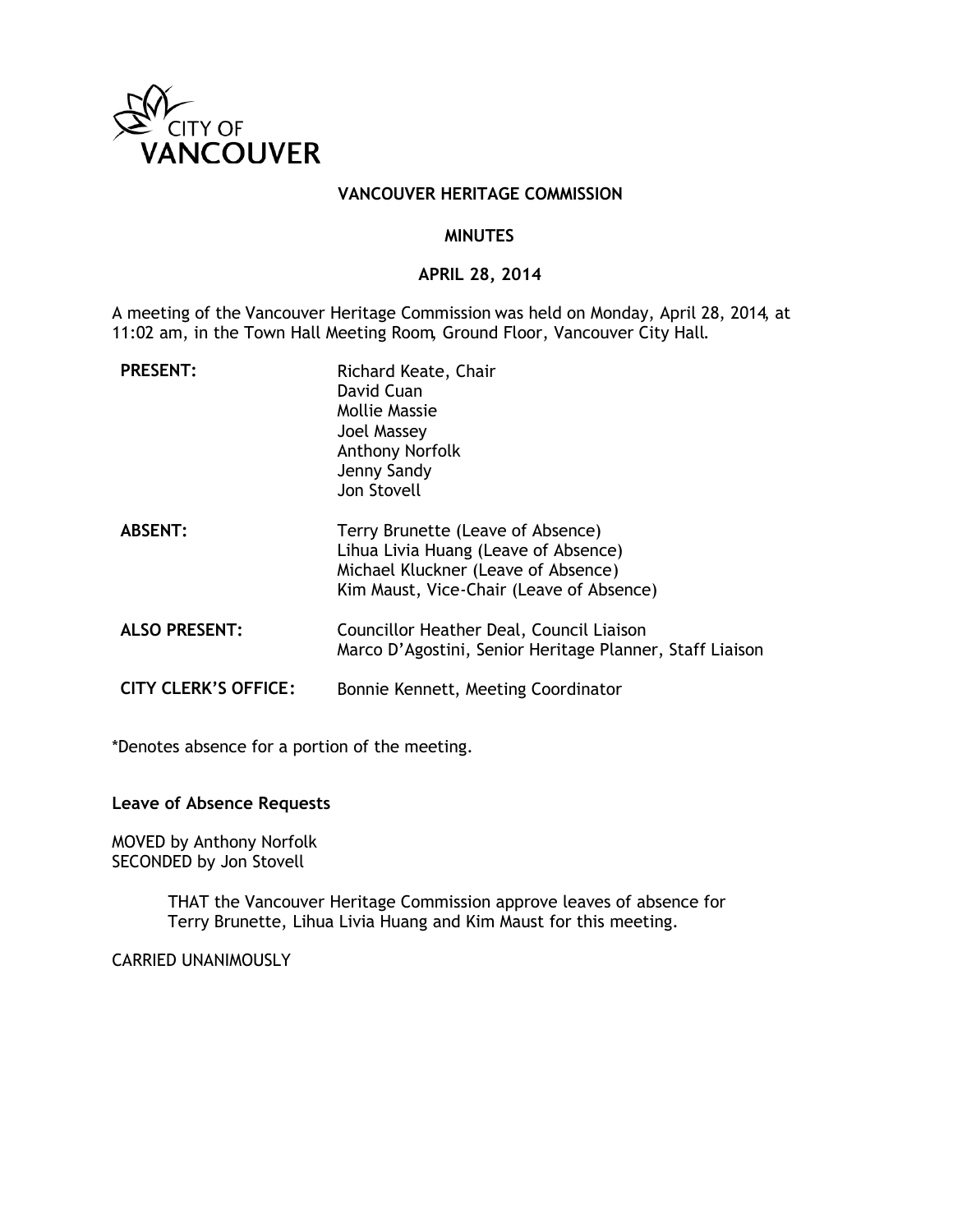CITY OF VANCOUVER

**VANCOUVER HERITAGE COMMISSION**

**MINUTES**

**APRIL 28, 2014**

A meeting of the Vancouver Heritage Commission was held on Monday, April 28, 2014, at 11:02 am, in the Town Hall Meeting Room, Ground Floor, Vancouver City Hall.

| | |
|---|---|
| **PRESENT:** | Richard Keate, Chair<br>David Cuan<br>Mollie Massie<br>Joel Massey<br>Anthony Norfolk<br>Jenny Sandy<br>Jon Stovell |
| **ABSENT:** | Terry Brunette (Leave of Absence)<br>Lihua Livia Huang (Leave of Absence)<br>Michael Kluckner (Leave of Absence)<br>Kim Maust, Vice-Chair (Leave of Absence) |
| **ALSO PRESENT:** | Councillor Heather Deal, Council Liaison<br>Marco D'Agostini, Senior Heritage Planner, Staff Liaison |
| **CITY CLERK'S OFFICE:** | Bonnie Kennett, Meeting Coordinator |

*Denotes absence for a portion of the meeting.

**Leave of Absence Requests**

MOVED by Anthony Norfolk
SECONDED by Jon Stovell

> THAT the Vancouver Heritage Commission approve leaves of absence for Terry Brunette, Lihua Livia Huang and Kim Maust for this meeting.

CARRIED UNANIMOUSLY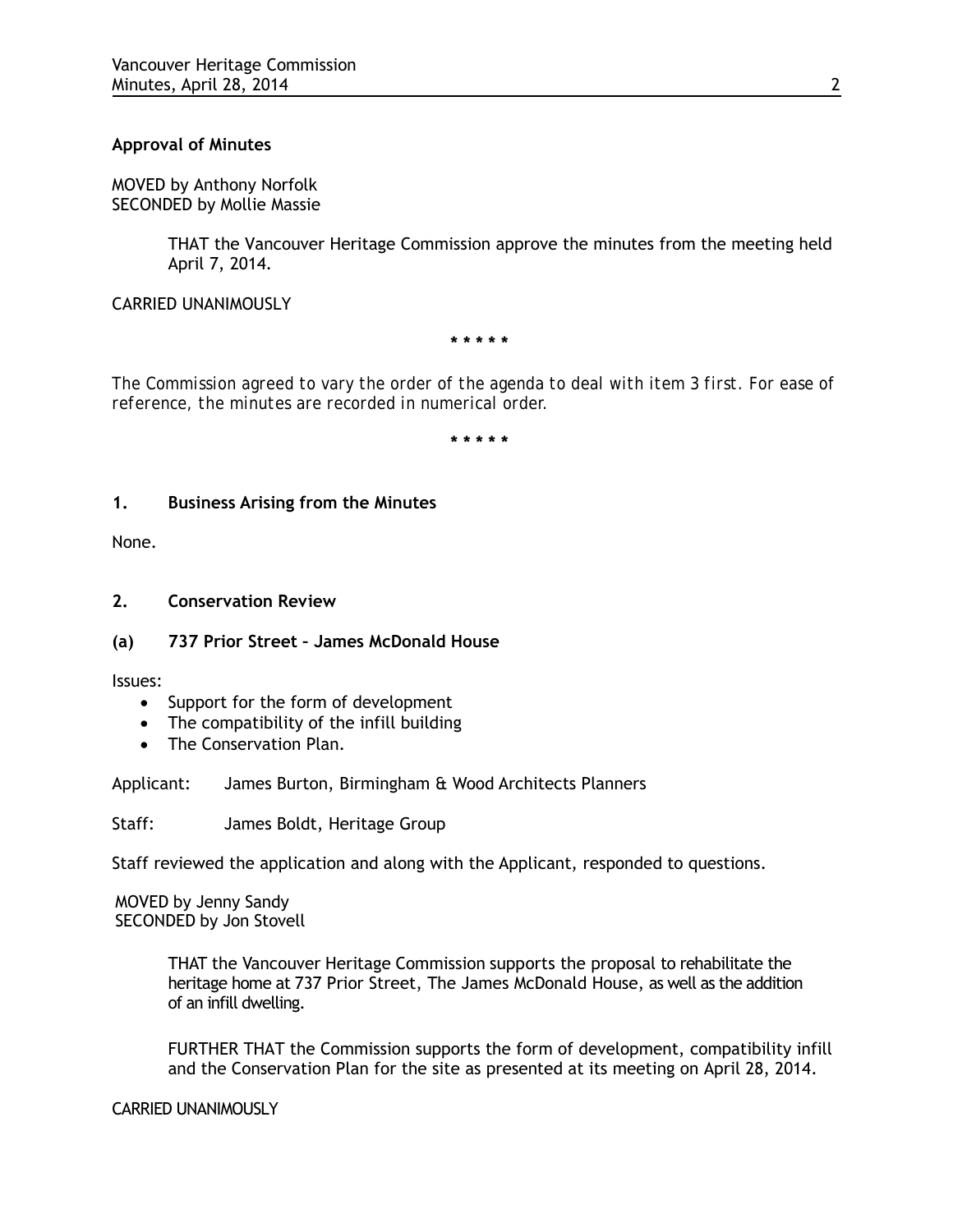**Approval of Minutes**

MOVED by Anthony Norfolk
SECONDED by Mollie Massie

> THAT the Vancouver Heritage Commission approve the minutes from the meeting held April 7, 2014.

CARRIED UNANIMOUSLY

\* \* \* \* \*

*The Commission agreed to vary the order of the agenda to deal with item 3 first. For ease of reference, the minutes are recorded in numerical order.*

\* \* \* \* \*

**1. Business Arising from the Minutes**

None.

**2. Conservation Review**

**(a) 737 Prior Street – James McDonald House**

Issues:

- Support for the form of development
- The compatibility of the infill building
- The Conservation Plan.

Applicant: James Burton, Birmingham & Wood Architects Planners

Staff: James Boldt, Heritage Group

Staff reviewed the application and along with the Applicant, responded to questions.

MOVED by Jenny Sandy
SECONDED by Jon Stovell

> THAT the Vancouver Heritage Commission supports the proposal to rehabilitate the heritage home at 737 Prior Street, The James McDonald House, as well as the addition of an infill dwelling.
>
> FURTHER THAT the Commission supports the form of development, compatibility infill and the Conservation Plan for the site as presented at its meeting on April 28, 2014.

CARRIED UNANIMOUSLY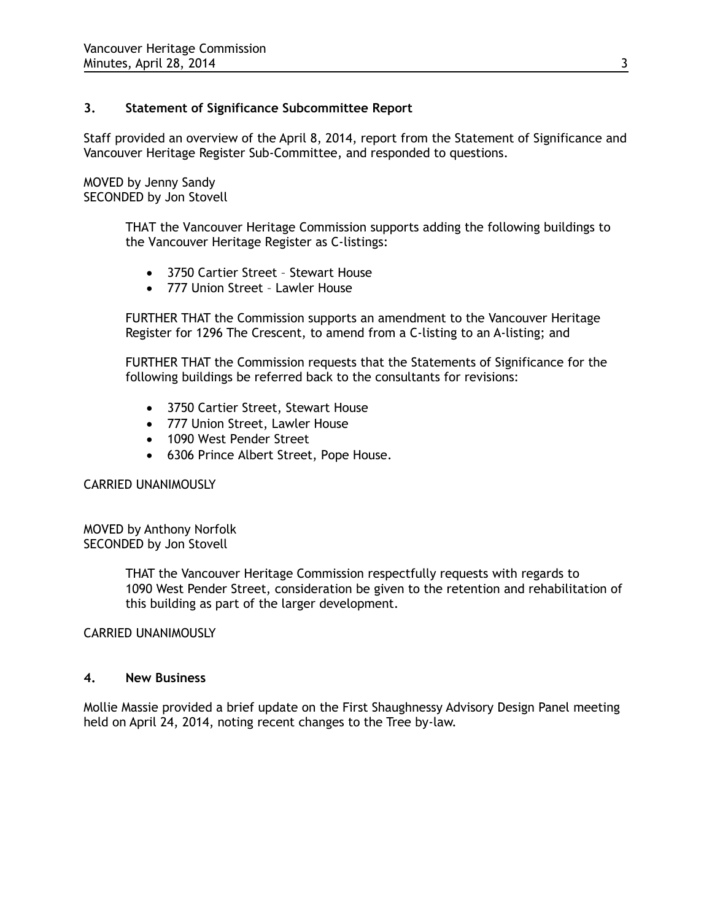### 3. Statement of Significance Subcommittee Report

Staff provided an overview of the April 8, 2014, report from the Statement of Significance and Vancouver Heritage Register Sub-Committee, and responded to questions.

MOVED by Jenny Sandy
SECONDED by Jon Stovell

> THAT the Vancouver Heritage Commission supports adding the following buildings to the Vancouver Heritage Register as C-listings:
>
> - 3750 Cartier Street – Stewart House
> - 777 Union Street – Lawler House
>
> FURTHER THAT the Commission supports an amendment to the Vancouver Heritage Register for 1296 The Crescent, to amend from a C-listing to an A-listing; and
>
> FURTHER THAT the Commission requests that the Statements of Significance for the following buildings be referred back to the consultants for revisions:
>
> - 3750 Cartier Street, Stewart House
> - 777 Union Street, Lawler House
> - 1090 West Pender Street
> - 6306 Prince Albert Street, Pope House.

CARRIED UNANIMOUSLY

MOVED by Anthony Norfolk
SECONDED by Jon Stovell

> THAT the Vancouver Heritage Commission respectfully requests with regards to 1090 West Pender Street, consideration be given to the retention and rehabilitation of this building as part of the larger development.

CARRIED UNANIMOUSLY

### 4. New Business

Mollie Massie provided a brief update on the First Shaughnessy Advisory Design Panel meeting held on April 24, 2014, noting recent changes to the Tree by-law.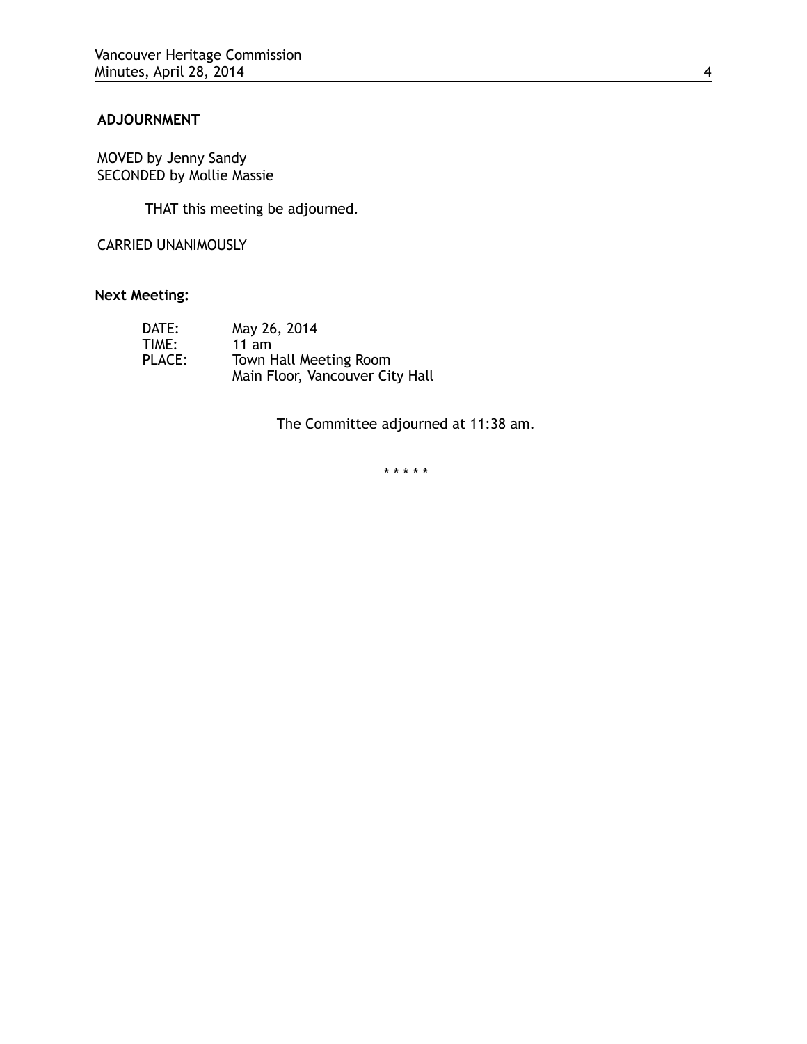## ADJOURNMENT

MOVED by Jenny Sandy
SECONDED by Mollie Massie

THAT this meeting be adjourned.

CARRIED UNANIMOUSLY

**Next Meeting:**

| | |
|---|---|
| DATE: | May 26, 2014 |
| TIME: | 11 am |
| PLACE: | Town Hall Meeting Room<br>Main Floor, Vancouver City Hall |

The Committee adjourned at 11:38 am.

\* \* \* \* \*